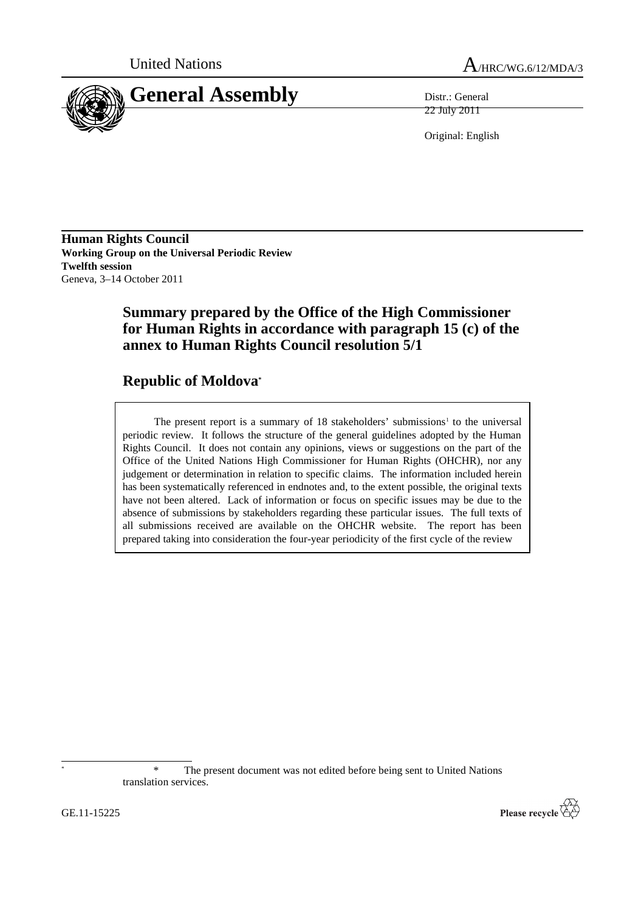United Nations

A/HRC/WG.6/12/MDA/3

# General Assembly

Distr.: General
22 July 2011

Original: English

**Human Rights Council**
**Working Group on the Universal Periodic Review**
**Twelfth session**
Geneva, 3–14 October 2011

## Summary prepared by the Office of the High Commissioner for Human Rights in accordance with paragraph 15 (c) of the annex to Human Rights Council resolution 5/1

## Republic of Moldova*

The present report is a summary of 18 stakeholders' submissions[1] to the universal periodic review. It follows the structure of the general guidelines adopted by the Human Rights Council. It does not contain any opinions, views or suggestions on the part of the Office of the United Nations High Commissioner for Human Rights (OHCHR), nor any judgement or determination in relation to specific claims. The information included herein has been systematically referenced in endnotes and, to the extent possible, the original texts have not been altered. Lack of information or focus on specific issues may be due to the absence of submissions by stakeholders regarding these particular issues. The full texts of all submissions received are available on the OHCHR website. The report has been prepared taking into consideration the four-year periodicity of the first cycle of the review

\* The present document was not edited before being sent to United Nations translation services.

GE.11-15225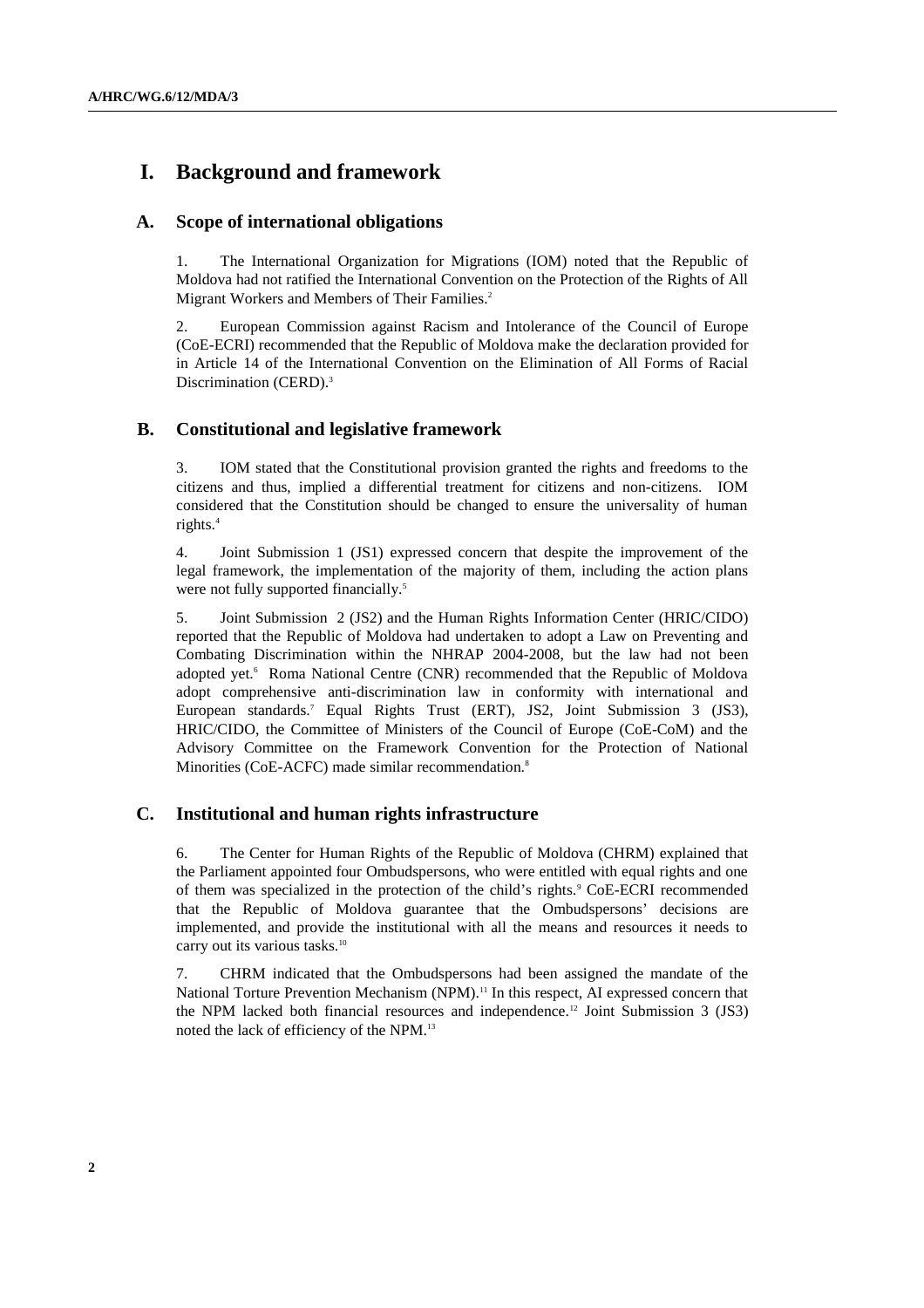# I. Background and framework

## A. Scope of international obligations

1. The International Organization for Migrations (IOM) noted that the Republic of Moldova had not ratified the International Convention on the Protection of the Rights of All Migrant Workers and Members of Their Families.[2]

2. European Commission against Racism and Intolerance of the Council of Europe (CoE-ECRI) recommended that the Republic of Moldova make the declaration provided for in Article 14 of the International Convention on the Elimination of All Forms of Racial Discrimination (CERD).[3]

## B. Constitutional and legislative framework

3. IOM stated that the Constitutional provision granted the rights and freedoms to the citizens and thus, implied a differential treatment for citizens and non-citizens. IOM considered that the Constitution should be changed to ensure the universality of human rights.[4]

4. Joint Submission 1 (JS1) expressed concern that despite the improvement of the legal framework, the implementation of the majority of them, including the action plans were not fully supported financially.[5]

5. Joint Submission 2 (JS2) and the Human Rights Information Center (HRIC/CIDO) reported that the Republic of Moldova had undertaken to adopt a Law on Preventing and Combating Discrimination within the NHRAP 2004-2008, but the law had not been adopted yet.[6] Roma National Centre (CNR) recommended that the Republic of Moldova adopt comprehensive anti-discrimination law in conformity with international and European standards.[7] Equal Rights Trust (ERT), JS2, Joint Submission 3 (JS3), HRIC/CIDO, the Committee of Ministers of the Council of Europe (CoE-CoM) and the Advisory Committee on the Framework Convention for the Protection of National Minorities (CoE-ACFC) made similar recommendation.[8]

## C. Institutional and human rights infrastructure

6. The Center for Human Rights of the Republic of Moldova (CHRM) explained that the Parliament appointed four Ombudspersons, who were entitled with equal rights and one of them was specialized in the protection of the child's rights.[9] CoE-ECRI recommended that the Republic of Moldova guarantee that the Ombudspersons' decisions are implemented, and provide the institutional with all the means and resources it needs to carry out its various tasks.[10]

7. CHRM indicated that the Ombudspersons had been assigned the mandate of the National Torture Prevention Mechanism (NPM).[11] In this respect, AI expressed concern that the NPM lacked both financial resources and independence.[12] Joint Submission 3 (JS3) noted the lack of efficiency of the NPM.[13]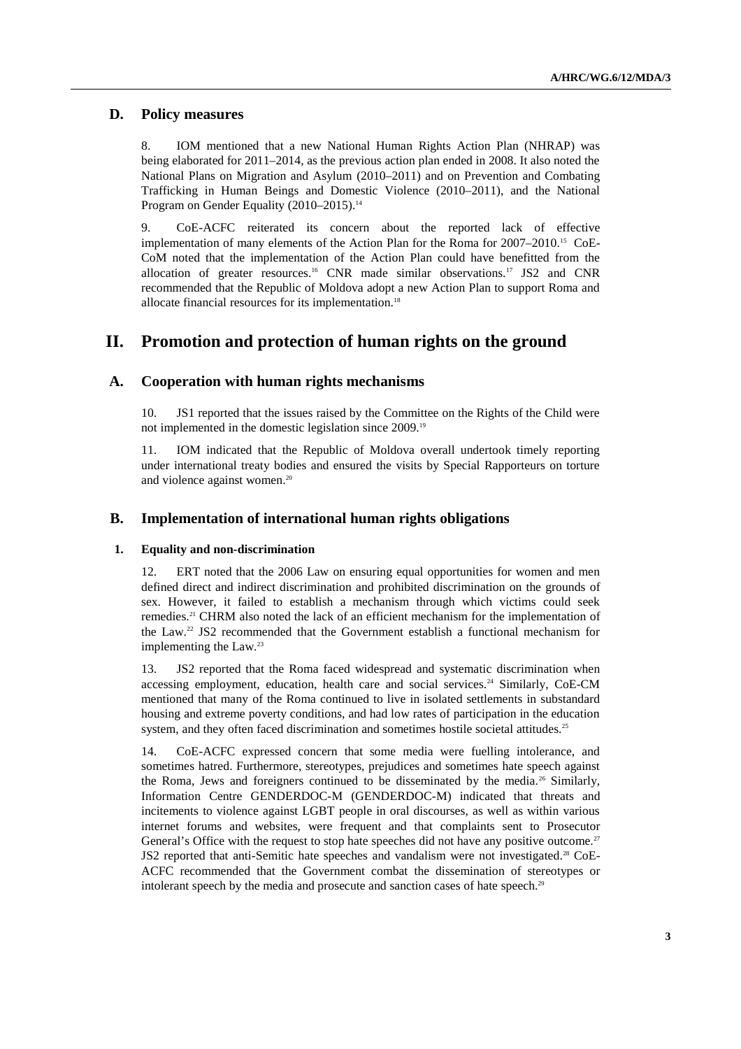## D. Policy measures

8. IOM mentioned that a new National Human Rights Action Plan (NHRAP) was being elaborated for 2011–2014, as the previous action plan ended in 2008. It also noted the National Plans on Migration and Asylum (2010–2011) and on Prevention and Combating Trafficking in Human Beings and Domestic Violence (2010–2011), and the National Program on Gender Equality (2010–2015).[14]

9. CoE-ACFC reiterated its concern about the reported lack of effective implementation of many elements of the Action Plan for the Roma for 2007–2010.[15] CoE-CoM noted that the implementation of the Action Plan could have benefitted from the allocation of greater resources.[16] CNR made similar observations.[17] JS2 and CNR recommended that the Republic of Moldova adopt a new Action Plan to support Roma and allocate financial resources for its implementation.[18]

# II. Promotion and protection of human rights on the ground

## A. Cooperation with human rights mechanisms

10. JS1 reported that the issues raised by the Committee on the Rights of the Child were not implemented in the domestic legislation since 2009.[19]

11. IOM indicated that the Republic of Moldova overall undertook timely reporting under international treaty bodies and ensured the visits by Special Rapporteurs on torture and violence against women.[20]

## B. Implementation of international human rights obligations

### 1. Equality and non-discrimination

12. ERT noted that the 2006 Law on ensuring equal opportunities for women and men defined direct and indirect discrimination and prohibited discrimination on the grounds of sex. However, it failed to establish a mechanism through which victims could seek remedies.[21] CHRM also noted the lack of an efficient mechanism for the implementation of the Law.[22] JS2 recommended that the Government establish a functional mechanism for implementing the Law.[23]

13. JS2 reported that the Roma faced widespread and systematic discrimination when accessing employment, education, health care and social services.[24] Similarly, CoE-CM mentioned that many of the Roma continued to live in isolated settlements in substandard housing and extreme poverty conditions, and had low rates of participation in the education system, and they often faced discrimination and sometimes hostile societal attitudes.[25]

14. CoE-ACFC expressed concern that some media were fuelling intolerance, and sometimes hatred. Furthermore, stereotypes, prejudices and sometimes hate speech against the Roma, Jews and foreigners continued to be disseminated by the media.[26] Similarly, Information Centre GENDERDOC-M (GENDERDOC-M) indicated that threats and incitements to violence against LGBT people in oral discourses, as well as within various internet forums and websites, were frequent and that complaints sent to Prosecutor General's Office with the request to stop hate speeches did not have any positive outcome.[27] JS2 reported that anti-Semitic hate speeches and vandalism were not investigated.[28] CoE-ACFC recommended that the Government combat the dissemination of stereotypes or intolerant speech by the media and prosecute and sanction cases of hate speech.[29]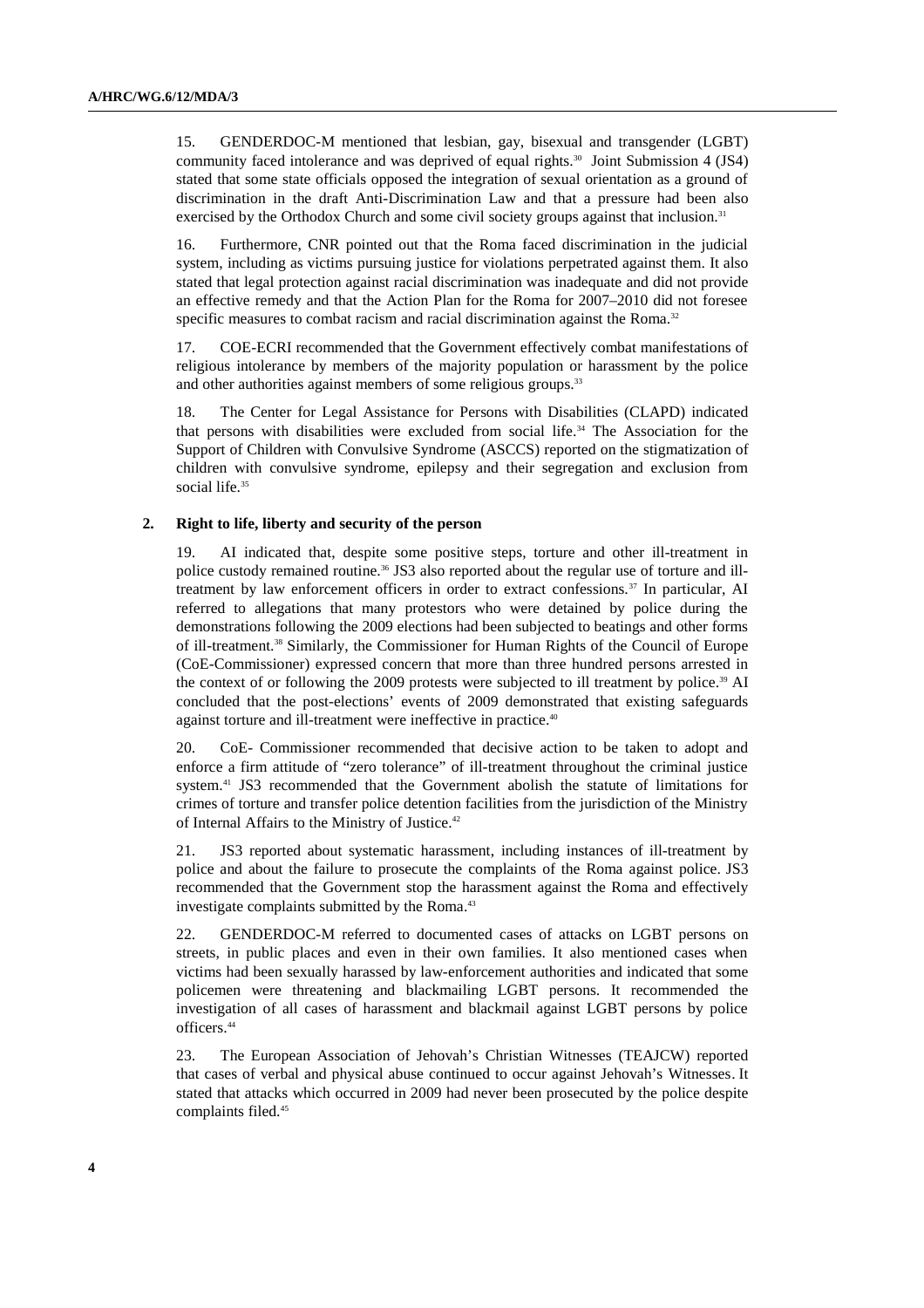15. GENDERDOC-M mentioned that lesbian, gay, bisexual and transgender (LGBT) community faced intolerance and was deprived of equal rights.[30] Joint Submission 4 (JS4) stated that some state officials opposed the integration of sexual orientation as a ground of discrimination in the draft Anti-Discrimination Law and that a pressure had been also exercised by the Orthodox Church and some civil society groups against that inclusion.[31]

16. Furthermore, CNR pointed out that the Roma faced discrimination in the judicial system, including as victims pursuing justice for violations perpetrated against them. It also stated that legal protection against racial discrimination was inadequate and did not provide an effective remedy and that the Action Plan for the Roma for 2007–2010 did not foresee specific measures to combat racism and racial discrimination against the Roma.[32]

17. COE-ECRI recommended that the Government effectively combat manifestations of religious intolerance by members of the majority population or harassment by the police and other authorities against members of some religious groups.[33]

18. The Center for Legal Assistance for Persons with Disabilities (CLAPD) indicated that persons with disabilities were excluded from social life.[34] The Association for the Support of Children with Convulsive Syndrome (ASCCS) reported on the stigmatization of children with convulsive syndrome, epilepsy and their segregation and exclusion from social life.[35]

### 2. Right to life, liberty and security of the person

19. AI indicated that, despite some positive steps, torture and other ill-treatment in police custody remained routine.[36] JS3 also reported about the regular use of torture and ill-treatment by law enforcement officers in order to extract confessions.[37] In particular, AI referred to allegations that many protestors who were detained by police during the demonstrations following the 2009 elections had been subjected to beatings and other forms of ill-treatment.[38] Similarly, the Commissioner for Human Rights of the Council of Europe (CoE-Commissioner) expressed concern that more than three hundred persons arrested in the context of or following the 2009 protests were subjected to ill treatment by police.[39] AI concluded that the post-elections' events of 2009 demonstrated that existing safeguards against torture and ill-treatment were ineffective in practice.[40]

20. CoE- Commissioner recommended that decisive action to be taken to adopt and enforce a firm attitude of "zero tolerance" of ill-treatment throughout the criminal justice system.[41] JS3 recommended that the Government abolish the statute of limitations for crimes of torture and transfer police detention facilities from the jurisdiction of the Ministry of Internal Affairs to the Ministry of Justice.[42]

21. JS3 reported about systematic harassment, including instances of ill-treatment by police and about the failure to prosecute the complaints of the Roma against police. JS3 recommended that the Government stop the harassment against the Roma and effectively investigate complaints submitted by the Roma.[43]

22. GENDERDOC-M referred to documented cases of attacks on LGBT persons on streets, in public places and even in their own families. It also mentioned cases when victims had been sexually harassed by law-enforcement authorities and indicated that some policemen were threatening and blackmailing LGBT persons. It recommended the investigation of all cases of harassment and blackmail against LGBT persons by police officers.[44]

23. The European Association of Jehovah's Christian Witnesses (TEAJCW) reported that cases of verbal and physical abuse continued to occur against Jehovah's Witnesses. It stated that attacks which occurred in 2009 had never been prosecuted by the police despite complaints filed.[45]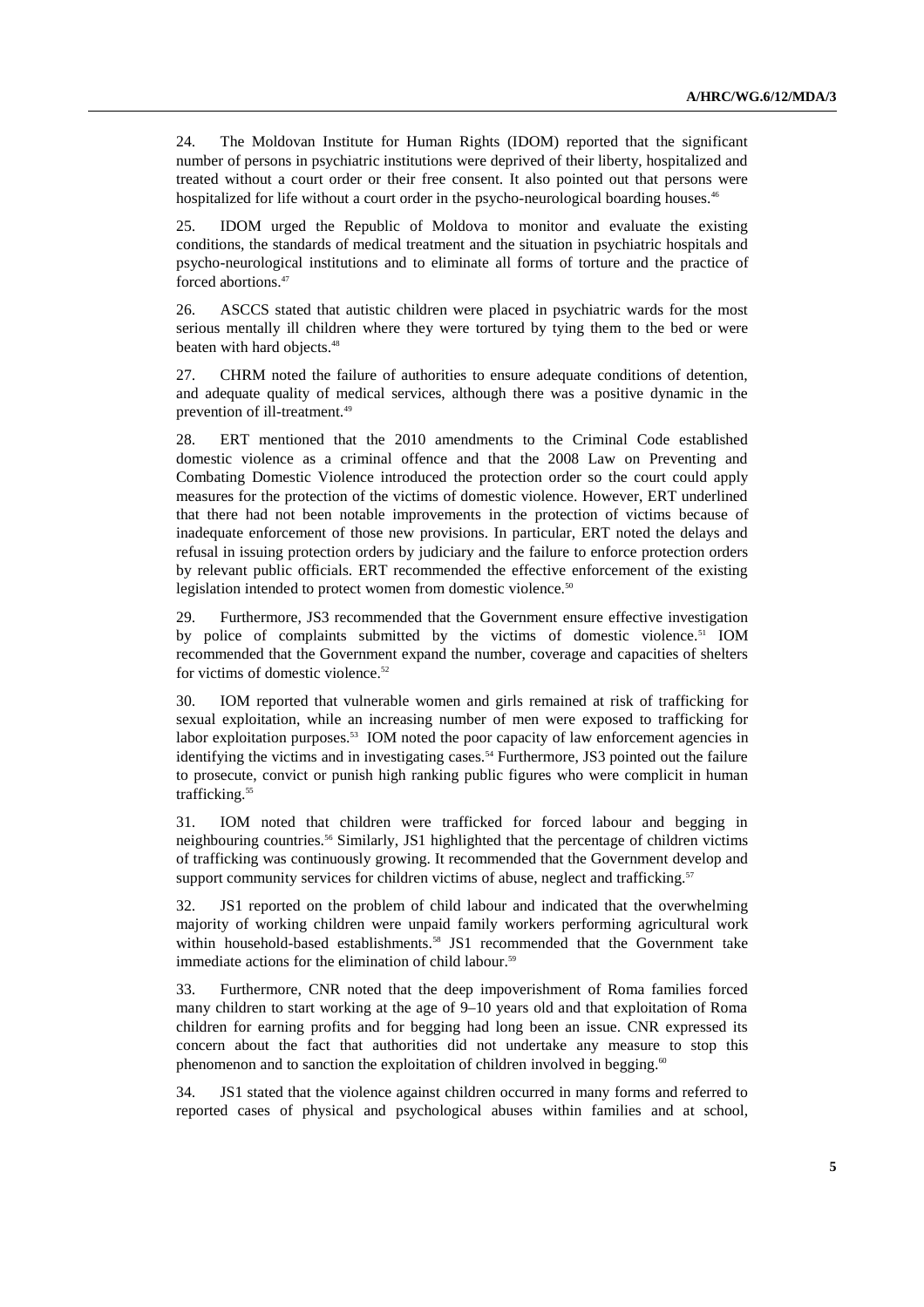24. The Moldovan Institute for Human Rights (IDOM) reported that the significant number of persons in psychiatric institutions were deprived of their liberty, hospitalized and treated without a court order or their free consent. It also pointed out that persons were hospitalized for life without a court order in the psycho-neurological boarding houses.[46]

25. IDOM urged the Republic of Moldova to monitor and evaluate the existing conditions, the standards of medical treatment and the situation in psychiatric hospitals and psycho-neurological institutions and to eliminate all forms of torture and the practice of forced abortions.[47]

26. ASCCS stated that autistic children were placed in psychiatric wards for the most serious mentally ill children where they were tortured by tying them to the bed or were beaten with hard objects.[48]

27. CHRM noted the failure of authorities to ensure adequate conditions of detention, and adequate quality of medical services, although there was a positive dynamic in the prevention of ill-treatment.[49]

28. ERT mentioned that the 2010 amendments to the Criminal Code established domestic violence as a criminal offence and that the 2008 Law on Preventing and Combating Domestic Violence introduced the protection order so the court could apply measures for the protection of the victims of domestic violence. However, ERT underlined that there had not been notable improvements in the protection of victims because of inadequate enforcement of those new provisions. In particular, ERT noted the delays and refusal in issuing protection orders by judiciary and the failure to enforce protection orders by relevant public officials. ERT recommended the effective enforcement of the existing legislation intended to protect women from domestic violence.[50]

29. Furthermore, JS3 recommended that the Government ensure effective investigation by police of complaints submitted by the victims of domestic violence.[51] IOM recommended that the Government expand the number, coverage and capacities of shelters for victims of domestic violence.[52]

30. IOM reported that vulnerable women and girls remained at risk of trafficking for sexual exploitation, while an increasing number of men were exposed to trafficking for labor exploitation purposes.[53] IOM noted the poor capacity of law enforcement agencies in identifying the victims and in investigating cases.[54] Furthermore, JS3 pointed out the failure to prosecute, convict or punish high ranking public figures who were complicit in human trafficking.[55]

31. IOM noted that children were trafficked for forced labour and begging in neighbouring countries.[56] Similarly, JS1 highlighted that the percentage of children victims of trafficking was continuously growing. It recommended that the Government develop and support community services for children victims of abuse, neglect and trafficking.[57]

32. JS1 reported on the problem of child labour and indicated that the overwhelming majority of working children were unpaid family workers performing agricultural work within household-based establishments.[58] JS1 recommended that the Government take immediate actions for the elimination of child labour.[59]

33. Furthermore, CNR noted that the deep impoverishment of Roma families forced many children to start working at the age of 9–10 years old and that exploitation of Roma children for earning profits and for begging had long been an issue. CNR expressed its concern about the fact that authorities did not undertake any measure to stop this phenomenon and to sanction the exploitation of children involved in begging.[60]

34. JS1 stated that the violence against children occurred in many forms and referred to reported cases of physical and psychological abuses within families and at school,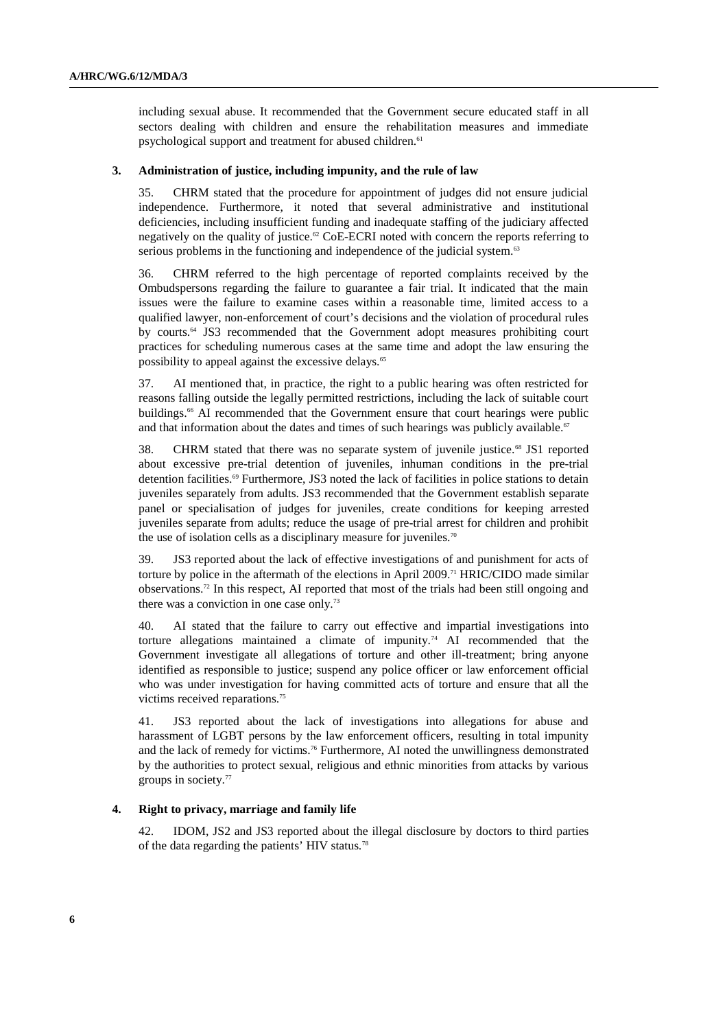including sexual abuse. It recommended that the Government secure educated staff in all sectors dealing with children and ensure the rehabilitation measures and immediate psychological support and treatment for abused children.[61]

### 3. Administration of justice, including impunity, and the rule of law

35. CHRM stated that the procedure for appointment of judges did not ensure judicial independence. Furthermore, it noted that several administrative and institutional deficiencies, including insufficient funding and inadequate staffing of the judiciary affected negatively on the quality of justice.[62] CoE-ECRI noted with concern the reports referring to serious problems in the functioning and independence of the judicial system.[63]

36. CHRM referred to the high percentage of reported complaints received by the Ombudspersons regarding the failure to guarantee a fair trial. It indicated that the main issues were the failure to examine cases within a reasonable time, limited access to a qualified lawyer, non-enforcement of court's decisions and the violation of procedural rules by courts.[64] JS3 recommended that the Government adopt measures prohibiting court practices for scheduling numerous cases at the same time and adopt the law ensuring the possibility to appeal against the excessive delays.[65]

37. AI mentioned that, in practice, the right to a public hearing was often restricted for reasons falling outside the legally permitted restrictions, including the lack of suitable court buildings.[66] AI recommended that the Government ensure that court hearings were public and that information about the dates and times of such hearings was publicly available.[67]

38. CHRM stated that there was no separate system of juvenile justice.[68] JS1 reported about excessive pre-trial detention of juveniles, inhuman conditions in the pre-trial detention facilities.[69] Furthermore, JS3 noted the lack of facilities in police stations to detain juveniles separately from adults. JS3 recommended that the Government establish separate panel or specialisation of judges for juveniles, create conditions for keeping arrested juveniles separate from adults; reduce the usage of pre-trial arrest for children and prohibit the use of isolation cells as a disciplinary measure for juveniles.[70]

39. JS3 reported about the lack of effective investigations of and punishment for acts of torture by police in the aftermath of the elections in April 2009.[71] HRIC/CIDO made similar observations.[72] In this respect, AI reported that most of the trials had been still ongoing and there was a conviction in one case only.[73]

40. AI stated that the failure to carry out effective and impartial investigations into torture allegations maintained a climate of impunity.[74] AI recommended that the Government investigate all allegations of torture and other ill-treatment; bring anyone identified as responsible to justice; suspend any police officer or law enforcement official who was under investigation for having committed acts of torture and ensure that all the victims received reparations.[75]

41. JS3 reported about the lack of investigations into allegations for abuse and harassment of LGBT persons by the law enforcement officers, resulting in total impunity and the lack of remedy for victims.[76] Furthermore, AI noted the unwillingness demonstrated by the authorities to protect sexual, religious and ethnic minorities from attacks by various groups in society.[77]

### 4. Right to privacy, marriage and family life

42. IDOM, JS2 and JS3 reported about the illegal disclosure by doctors to third parties of the data regarding the patients' HIV status.[78]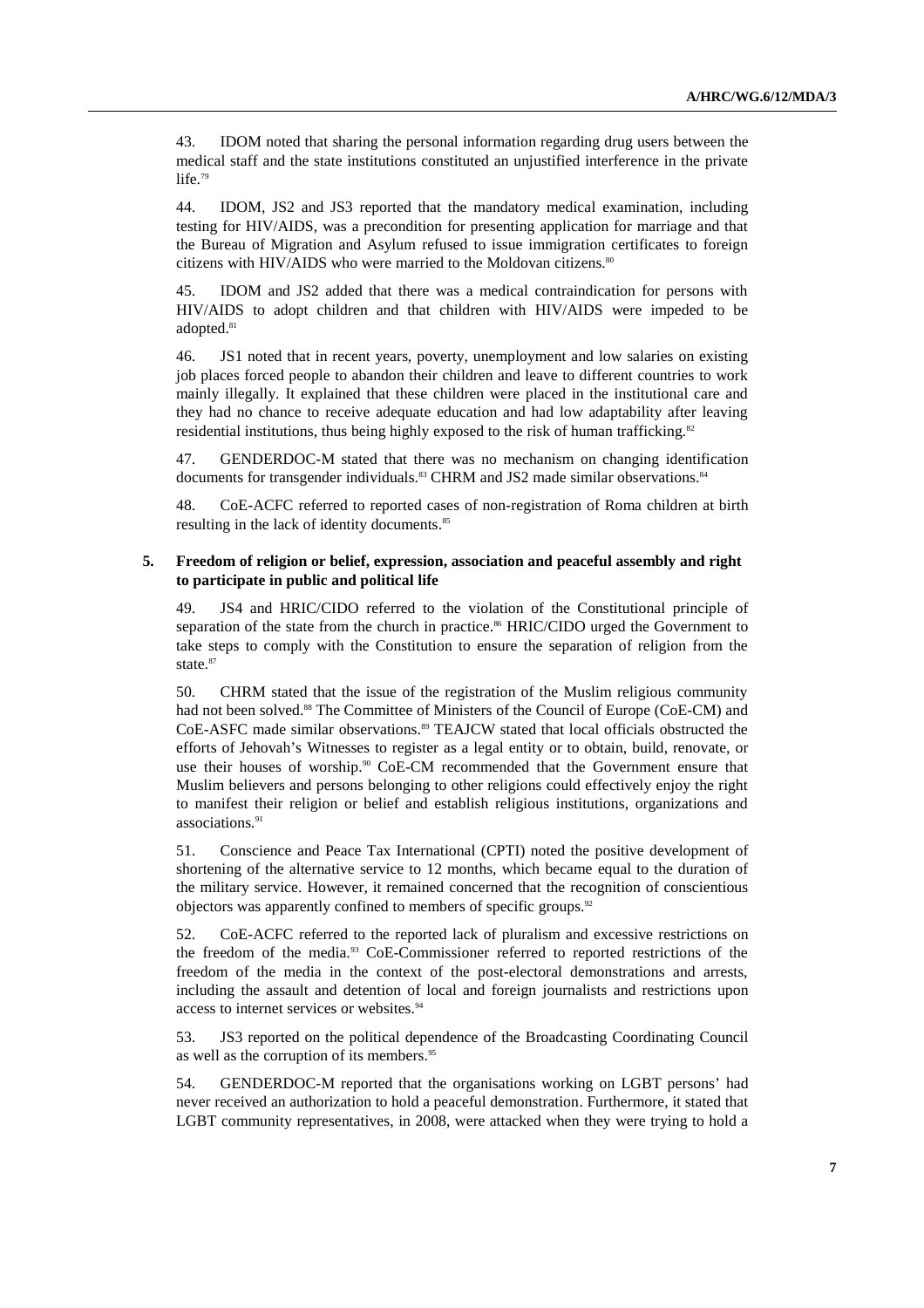43. IDOM noted that sharing the personal information regarding drug users between the medical staff and the state institutions constituted an unjustified interference in the private life.[79]

44. IDOM, JS2 and JS3 reported that the mandatory medical examination, including testing for HIV/AIDS, was a precondition for presenting application for marriage and that the Bureau of Migration and Asylum refused to issue immigration certificates to foreign citizens with HIV/AIDS who were married to the Moldovan citizens.[80]

45. IDOM and JS2 added that there was a medical contraindication for persons with HIV/AIDS to adopt children and that children with HIV/AIDS were impeded to be adopted.[81]

46. JS1 noted that in recent years, poverty, unemployment and low salaries on existing job places forced people to abandon their children and leave to different countries to work mainly illegally. It explained that these children were placed in the institutional care and they had no chance to receive adequate education and had low adaptability after leaving residential institutions, thus being highly exposed to the risk of human trafficking.[82]

47. GENDERDOC-M stated that there was no mechanism on changing identification documents for transgender individuals.[83] CHRM and JS2 made similar observations.[84]

48. CoE-ACFC referred to reported cases of non-registration of Roma children at birth resulting in the lack of identity documents.[85]

### 5. Freedom of religion or belief, expression, association and peaceful assembly and right to participate in public and political life

49. JS4 and HRIC/CIDO referred to the violation of the Constitutional principle of separation of the state from the church in practice.[86] HRIC/CIDO urged the Government to take steps to comply with the Constitution to ensure the separation of religion from the state.[87]

50. CHRM stated that the issue of the registration of the Muslim religious community had not been solved.[88] The Committee of Ministers of the Council of Europe (CoE-CM) and CoE-ASFC made similar observations.[89] TEAJCW stated that local officials obstructed the efforts of Jehovah's Witnesses to register as a legal entity or to obtain, build, renovate, or use their houses of worship.[90] CoE-CM recommended that the Government ensure that Muslim believers and persons belonging to other religions could effectively enjoy the right to manifest their religion or belief and establish religious institutions, organizations and associations.[91]

51. Conscience and Peace Tax International (CPTI) noted the positive development of shortening of the alternative service to 12 months, which became equal to the duration of the military service. However, it remained concerned that the recognition of conscientious objectors was apparently confined to members of specific groups.[92]

52. CoE-ACFC referred to the reported lack of pluralism and excessive restrictions on the freedom of the media.[93] CoE-Commissioner referred to reported restrictions of the freedom of the media in the context of the post-electoral demonstrations and arrests, including the assault and detention of local and foreign journalists and restrictions upon access to internet services or websites.[94]

53. JS3 reported on the political dependence of the Broadcasting Coordinating Council as well as the corruption of its members.[95]

54. GENDERDOC-M reported that the organisations working on LGBT persons' had never received an authorization to hold a peaceful demonstration. Furthermore, it stated that LGBT community representatives, in 2008, were attacked when they were trying to hold a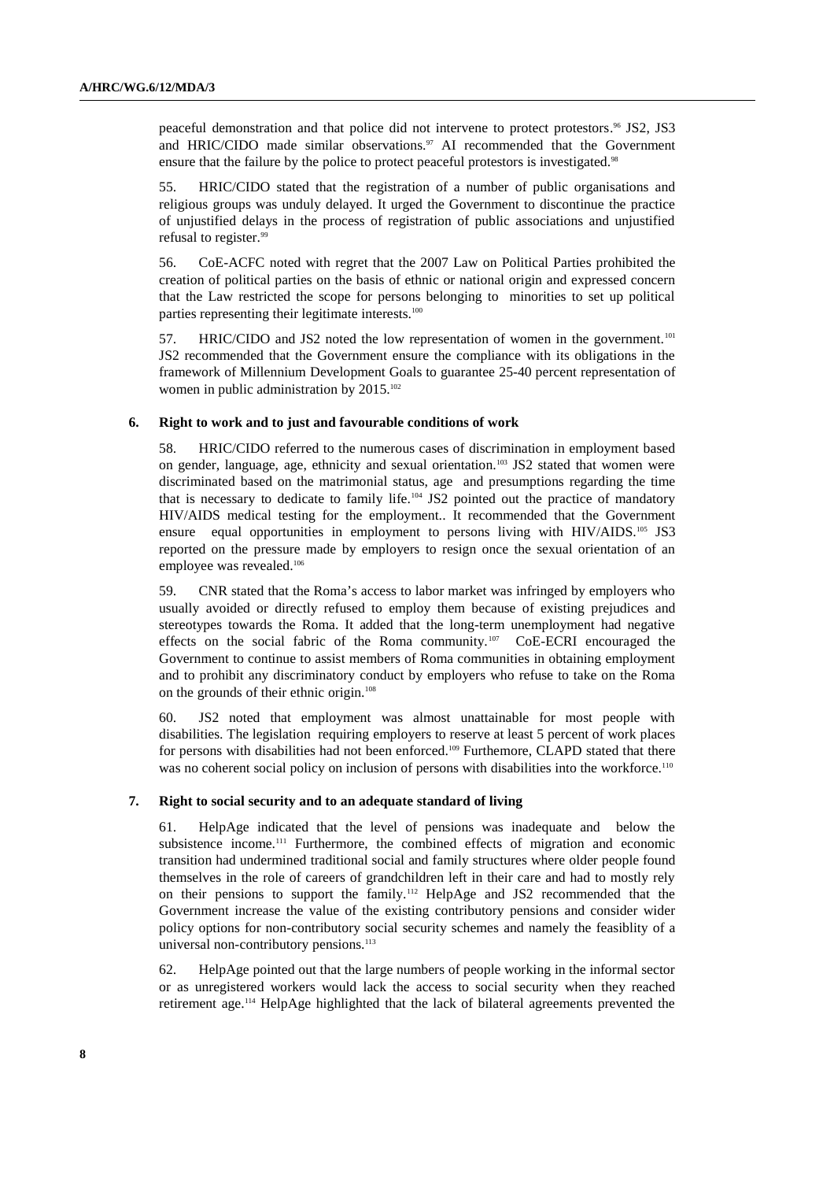peaceful demonstration and that police did not intervene to protect protestors.[96] JS2, JS3 and HRIC/CIDO made similar observations.[97] AI recommended that the Government ensure that the failure by the police to protect peaceful protestors is investigated.[98]

55. HRIC/CIDO stated that the registration of a number of public organisations and religious groups was unduly delayed. It urged the Government to discontinue the practice of unjustified delays in the process of registration of public associations and unjustified refusal to register.[99]

56. CoE-ACFC noted with regret that the 2007 Law on Political Parties prohibited the creation of political parties on the basis of ethnic or national origin and expressed concern that the Law restricted the scope for persons belonging to minorities to set up political parties representing their legitimate interests.[100]

57. HRIC/CIDO and JS2 noted the low representation of women in the government.[101] JS2 recommended that the Government ensure the compliance with its obligations in the framework of Millennium Development Goals to guarantee 25-40 percent representation of women in public administration by 2015.[102]

### 6. Right to work and to just and favourable conditions of work

58. HRIC/CIDO referred to the numerous cases of discrimination in employment based on gender, language, age, ethnicity and sexual orientation.[103] JS2 stated that women were discriminated based on the matrimonial status, age and presumptions regarding the time that is necessary to dedicate to family life.[104] JS2 pointed out the practice of mandatory HIV/AIDS medical testing for the employment.. It recommended that the Government ensure equal opportunities in employment to persons living with HIV/AIDS.[105] JS3 reported on the pressure made by employers to resign once the sexual orientation of an employee was revealed.[106]

59. CNR stated that the Roma's access to labor market was infringed by employers who usually avoided or directly refused to employ them because of existing prejudices and stereotypes towards the Roma. It added that the long-term unemployment had negative effects on the social fabric of the Roma community.[107] CoE-ECRI encouraged the Government to continue to assist members of Roma communities in obtaining employment and to prohibit any discriminatory conduct by employers who refuse to take on the Roma on the grounds of their ethnic origin.[108]

60. JS2 noted that employment was almost unattainable for most people with disabilities. The legislation requiring employers to reserve at least 5 percent of work places for persons with disabilities had not been enforced.[109] Furthermore, CLAPD stated that there was no coherent social policy on inclusion of persons with disabilities into the workforce.[110]

### 7. Right to social security and to an adequate standard of living

61. HelpAge indicated that the level of pensions was inadequate and below the subsistence income.[111] Furthermore, the combined effects of migration and economic transition had undermined traditional social and family structures where older people found themselves in the role of careers of grandchildren left in their care and had to mostly rely on their pensions to support the family.[112] HelpAge and JS2 recommended that the Government increase the value of the existing contributory pensions and consider wider policy options for non-contributory social security schemes and namely the feasiblity of a universal non-contributory pensions.[113]

62. HelpAge pointed out that the large numbers of people working in the informal sector or as unregistered workers would lack the access to social security when they reached retirement age.[114] HelpAge highlighted that the lack of bilateral agreements prevented the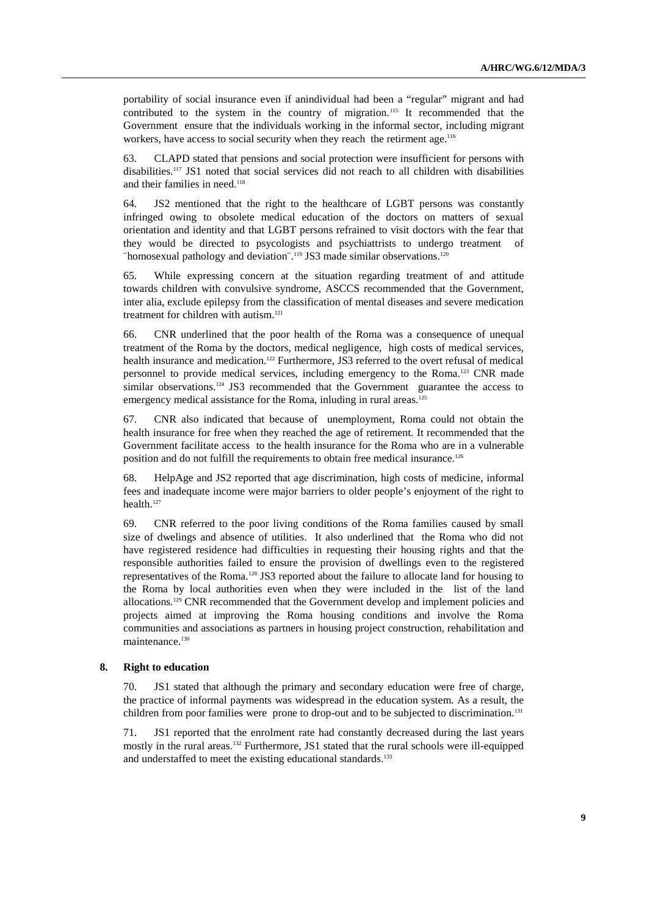portability of social insurance even if anindividual had been a "regular" migrant and had contributed to the system in the country of migration.[115] It recommended that the Government ensure that the individuals working in the informal sector, including migrant workers, have access to social security when they reach the retirment age.[116]

63. CLAPD stated that pensions and social protection were insufficient for persons with disabilities.[117] JS1 noted that social services did not reach to all children with disabilities and their families in need.[118]

64. JS2 mentioned that the right to the healthcare of LGBT persons was constantly infringed owing to obsolete medical education of the doctors on matters of sexual orientation and identity and that LGBT persons refrained to visit doctors with the fear that they would be directed to psycologists and psychiattrists to undergo treatment of ¨homosexual pathology and deviation¨.[119] JS3 made similar observations.[120]

65. While expressing concern at the situation regarding treatment of and attitude towards children with convulsive syndrome, ASCCS recommended that the Government, inter alia, exclude epilepsy from the classification of mental diseases and severe medication treatment for children with autism.[121]

66. CNR underlined that the poor health of the Roma was a consequence of unequal treatment of the Roma by the doctors, medical negligence, high costs of medical services, health insurance and medication.[122] Furthermore, JS3 referred to the overt refusal of medical personnel to provide medical services, including emergency to the Roma.[123] CNR made similar observations.[124] JS3 recommended that the Government guarantee the access to emergency medical assistance for the Roma, inluding in rural areas.[125]

67. CNR also indicated that because of unemployment, Roma could not obtain the health insurance for free when they reached the age of retirement. It recommended that the Government facilitate access to the health insurance for the Roma who are in a vulnerable position and do not fulfill the requirements to obtain free medical insurance.[126]

68. HelpAge and JS2 reported that age discrimination, high costs of medicine, informal fees and inadequate income were major barriers to older people's enjoyment of the right to health.[127]

69. CNR referred to the poor living conditions of the Roma families caused by small size of dwelings and absence of utilities. It also underlined that the Roma who did not have registered residence had difficulties in requesting their housing rights and that the responsible authorities failed to ensure the provision of dwellings even to the registered representatives of the Roma.[128] JS3 reported about the failure to allocate land for housing to the Roma by local authorities even when they were included in the list of the land allocations.[129] CNR recommended that the Government develop and implement policies and projects aimed at improving the Roma housing conditions and involve the Roma communities and associations as partners in housing project construction, rehabilitation and maintenance.[130]

### 8. Right to education

70. JS1 stated that although the primary and secondary education were free of charge, the practice of informal payments was widespread in the education system. As a result, the children from poor families were prone to drop-out and to be subjected to discrimination.[131]

71. JS1 reported that the enrolment rate had constantly decreased during the last years mostly in the rural areas.[132] Furthermore, JS1 stated that the rural schools were ill-equipped and understaffed to meet the existing educational standards.[133]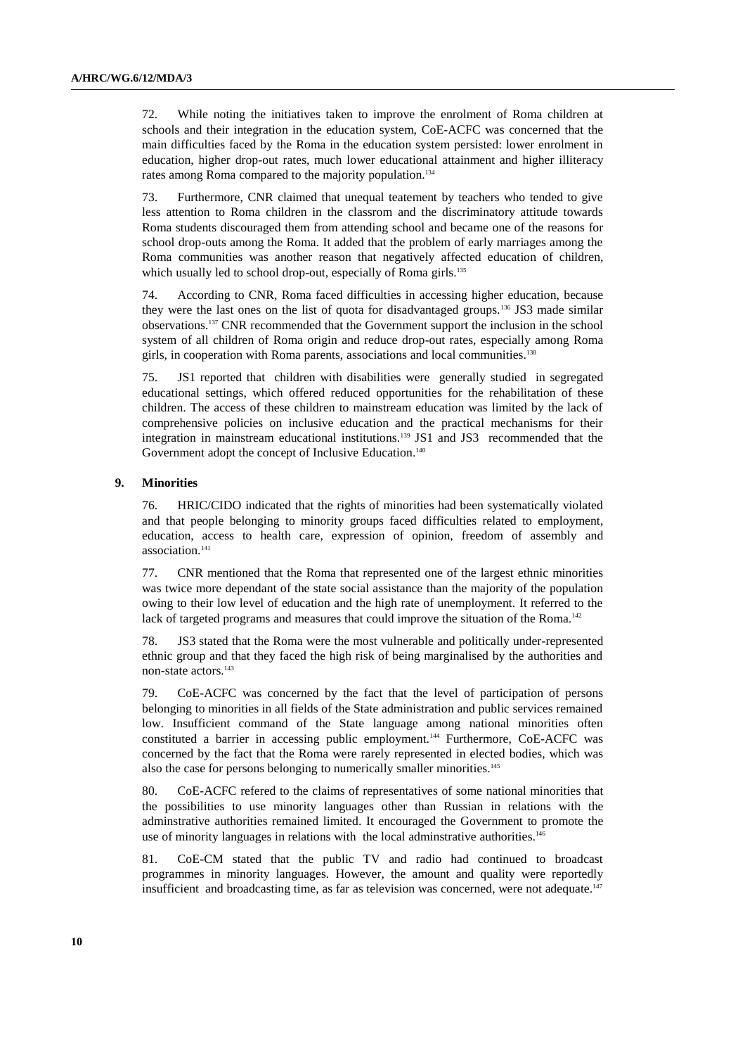72. While noting the initiatives taken to improve the enrolment of Roma children at schools and their integration in the education system, CoE-ACFC was concerned that the main difficulties faced by the Roma in the education system persisted: lower enrolment in education, higher drop-out rates, much lower educational attainment and higher illiteracy rates among Roma compared to the majority population.[134]

73. Furthermore, CNR claimed that unequal teatement by teachers who tended to give less attention to Roma children in the classrom and the discriminatory attitude towards Roma students discouraged them from attending school and became one of the reasons for school drop-outs among the Roma. It added that the problem of early marriages among the Roma communities was another reason that negatively affected education of children, which usually led to school drop-out, especially of Roma girls.[135]

74. According to CNR, Roma faced difficulties in accessing higher education, because they were the last ones on the list of quota for disadvantaged groups.[136] JS3 made similar observations.[137] CNR recommended that the Government support the inclusion in the school system of all children of Roma origin and reduce drop-out rates, especially among Roma girls, in cooperation with Roma parents, associations and local communities.[138]

75. JS1 reported that children with disabilities were generally studied in segregated educational settings, which offered reduced opportunities for the rehabilitation of these children. The access of these children to mainstream education was limited by the lack of comprehensive policies on inclusive education and the practical mechanisms for their integration in mainstream educational institutions.[139] JS1 and JS3 recommended that the Government adopt the concept of Inclusive Education.[140]

## 9. Minorities

76. HRIC/CIDO indicated that the rights of minorities had been systematically violated and that people belonging to minority groups faced difficulties related to employment, education, access to health care, expression of opinion, freedom of assembly and association.[141]

77. CNR mentioned that the Roma that represented one of the largest ethnic minorities was twice more dependant of the state social assistance than the majority of the population owing to their low level of education and the high rate of unemployment. It referred to the lack of targeted programs and measures that could improve the situation of the Roma.[142]

78. JS3 stated that the Roma were the most vulnerable and politically under-represented ethnic group and that they faced the high risk of being marginalised by the authorities and non-state actors.[143]

79. CoE-ACFC was concerned by the fact that the level of participation of persons belonging to minorities in all fields of the State administration and public services remained low. Insufficient command of the State language among national minorities often constituted a barrier in accessing public employment.[144] Furthermore, CoE-ACFC was concerned by the fact that the Roma were rarely represented in elected bodies, which was also the case for persons belonging to numerically smaller minorities.[145]

80. CoE-ACFC refered to the claims of representatives of some national minorities that the possibilities to use minority languages other than Russian in relations with the adminstrative authorities remained limited. It encouraged the Government to promote the use of minority languages in relations with the local adminstrative authorities.[146]

81. CoE-CM stated that the public TV and radio had continued to broadcast programmes in minority languages. However, the amount and quality were reportedly insufficient and broadcasting time, as far as television was concerned, were not adequate.[147]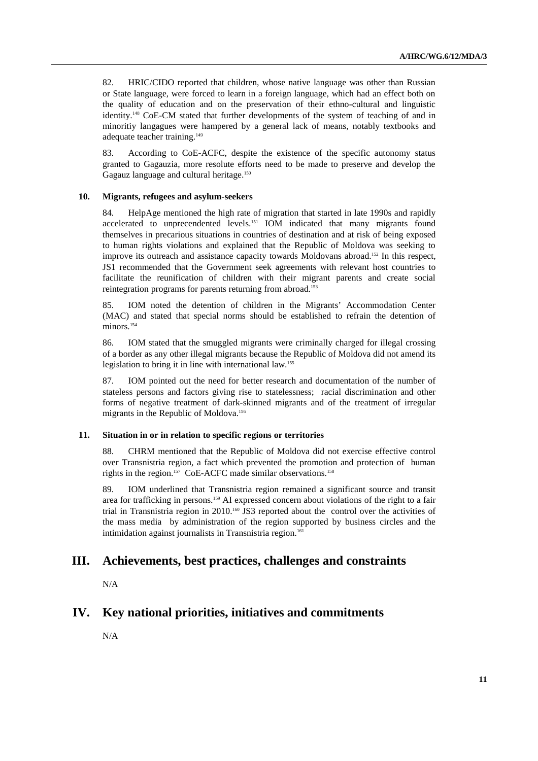82. HRIC/CIDO reported that children, whose native language was other than Russian or State language, were forced to learn in a foreign language, which had an effect both on the quality of education and on the preservation of their ethno-cultural and linguistic identity.[148] CoE-CM stated that further developments of the system of teaching of and in minoritiy langagues were hampered by a general lack of means, notably textbooks and adequate teacher training.[149]

83. According to CoE-ACFC, despite the existence of the specific autonomy status granted to Gagauzia, more resolute efforts need to be made to preserve and develop the Gagauz language and cultural heritage.[150]

### 10. Migrants, refugees and asylum-seekers

84. HelpAge mentioned the high rate of migration that started in late 1990s and rapidly accelerated to unprecendented levels.[151] IOM indicated that many migrants found themselves in precarious situations in countries of destination and at risk of being exposed to human rights violations and explained that the Republic of Moldova was seeking to improve its outreach and assistance capacity towards Moldovans abroad.[152] In this respect, JS1 recommended that the Government seek agreements with relevant host countries to facilitate the reunification of children with their migrant parents and create social reintegration programs for parents returning from abroad.[153]

85. IOM noted the detention of children in the Migrants' Accommodation Center (MAC) and stated that special norms should be established to refrain the detention of minors.[154]

86. IOM stated that the smuggled migrants were criminally charged for illegal crossing of a border as any other illegal migrants because the Republic of Moldova did not amend its legislation to bring it in line with international law.[155]

87. IOM pointed out the need for better research and documentation of the number of stateless persons and factors giving rise to statelessness; racial discrimination and other forms of negative treatment of dark-skinned migrants and of the treatment of irregular migrants in the Republic of Moldova.[156]

### 11. Situation in or in relation to specific regions or territories

88. CHRM mentioned that the Republic of Moldova did not exercise effective control over Transnistria region, a fact which prevented the promotion and protection of human rights in the region.[157] CoE-ACFC made similar observations.[158]

89. IOM underlined that Transnistria region remained a significant source and transit area for trafficking in persons.[159] AI expressed concern about violations of the right to a fair trial in Transnistria region in 2010.[160] JS3 reported about the control over the activities of the mass media by administration of the region supported by business circles and the intimidation against journalists in Transnistria region.[161]

## III. Achievements, best practices, challenges and constraints

N/A

## IV. Key national priorities, initiatives and commitments

N/A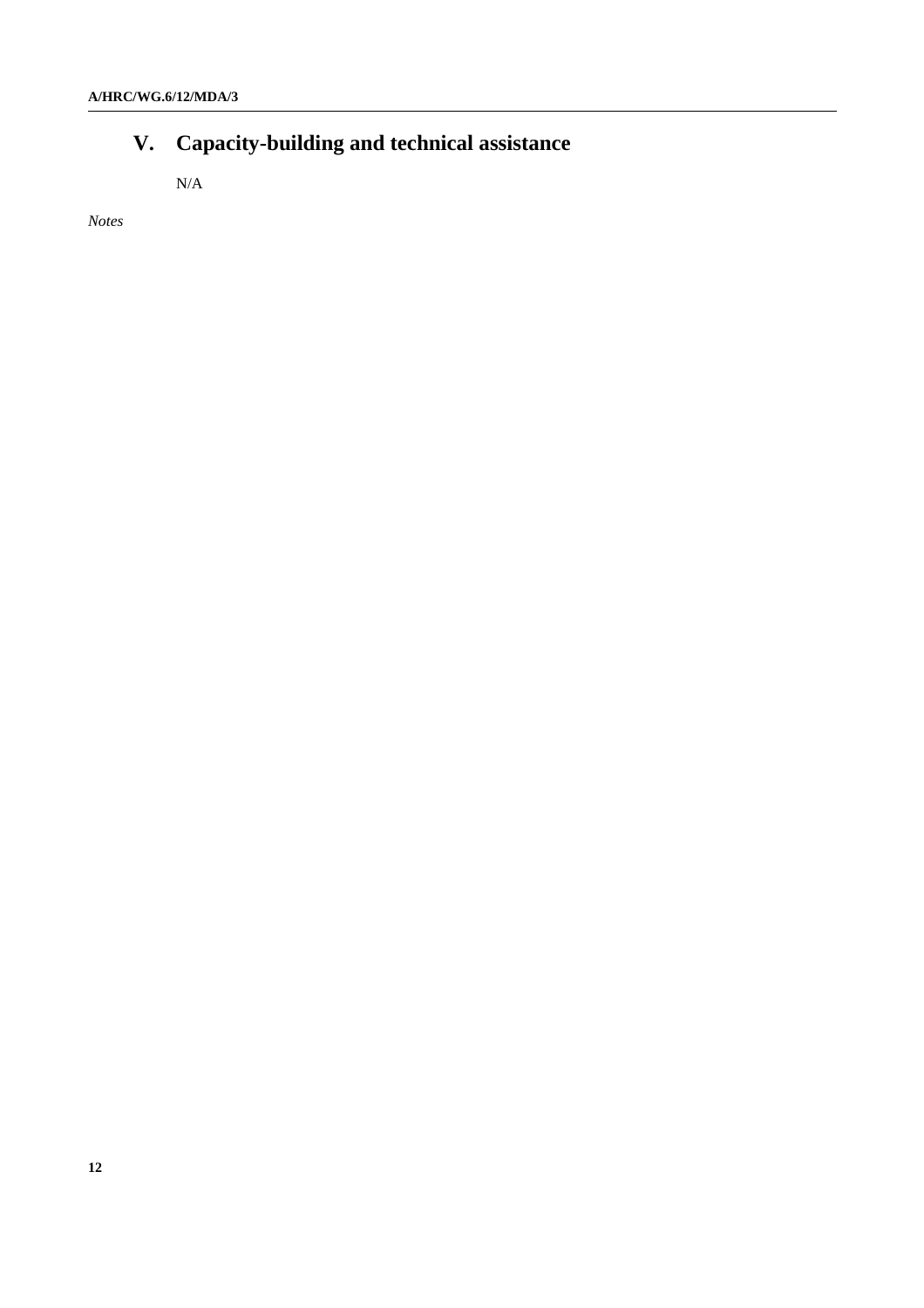# V. Capacity-building and technical assistance

N/A

*Notes*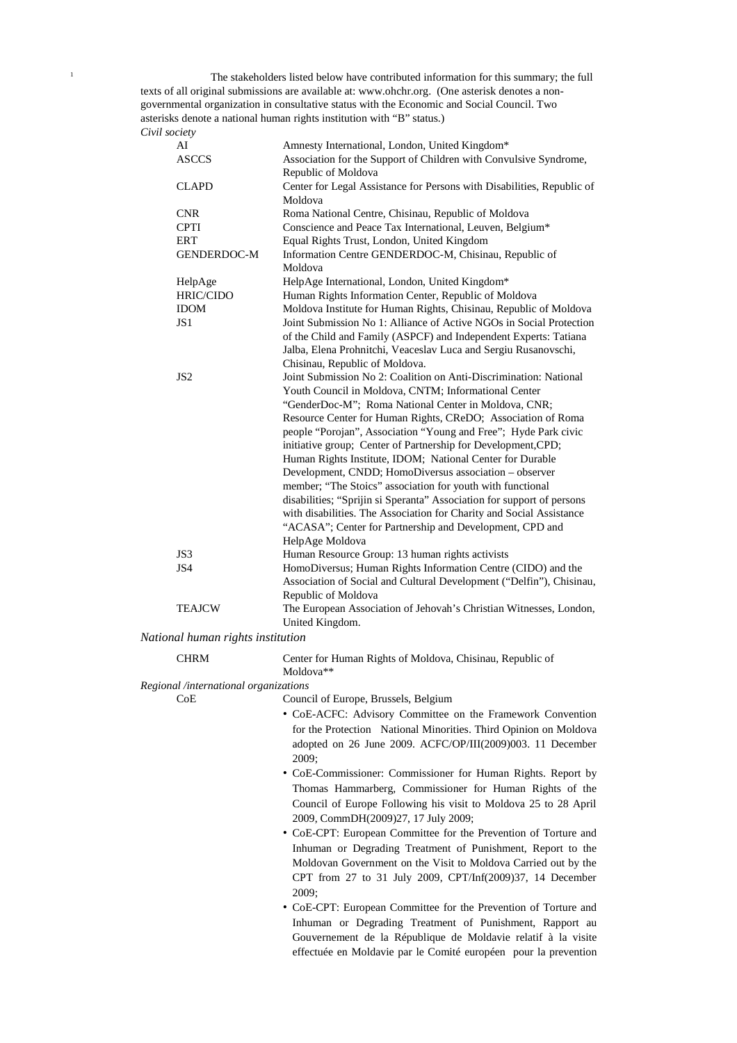[1] The stakeholders listed below have contributed information for this summary; the full texts of all original submissions are available at: www.ohchr.org. (One asterisk denotes a non-governmental organization in consultative status with the Economic and Social Council. Two asterisks denote a national human rights institution with "B" status.)

*Civil society*

| | |
|---|---|
| AI | Amnesty International, London, United Kingdom* |
| ASCCS | Association for the Support of Children with Convulsive Syndrome, Republic of Moldova |
| CLAPD | Center for Legal Assistance for Persons with Disabilities, Republic of Moldova |
| CNR | Roma National Centre, Chisinau, Republic of Moldova |
| CPTI | Conscience and Peace Tax International, Leuven, Belgium* |
| ERT | Equal Rights Trust, London, United Kingdom |
| GENDERDOC-M | Information Centre GENDERDOC-M, Chisinau, Republic of Moldova |
| HelpAge | HelpAge International, London, United Kingdom* |
| HRIC/CIDO | Human Rights Information Center, Republic of Moldova |
| IDOM | Moldova Institute for Human Rights, Chisinau, Republic of Moldova |
| JS1 | Joint Submission No 1: Alliance of Active NGOs in Social Protection of the Child and Family (ASPCF) and Independent Experts: Tatiana Jalba, Elena Prohnitchi, Veaceslav Luca and Sergiu Rusanovschi, Chisinau, Republic of Moldova. |
| JS2 | Joint Submission No 2: Coalition on Anti-Discrimination: National Youth Council in Moldova, CNTM; Informational Center "GenderDoc-M"; Roma National Center in Moldova, CNR; Resource Center for Human Rights, CReDO; Association of Roma people "Porojan", Association "Young and Free"; Hyde Park civic initiative group; Center of Partnership for Development,CPD; Human Rights Institute, IDOM; National Center for Durable Development, CNDD; HomoDiversus association – observer member; "The Stoics" association for youth with functional disabilities; "Sprijin si Speranta" Association for support of persons with disabilities. The Association for Charity and Social Assistance "ACASA"; Center for Partnership and Development, CPD and HelpAge Moldova |
| JS3 | Human Resource Group: 13 human rights activists |
| JS4 | HomoDiversus; Human Rights Information Centre (CIDO) and the Association of Social and Cultural Development ("Delfin"), Chisinau, Republic of Moldova |
| TEAJCW | The European Association of Jehovah's Christian Witnesses, London, United Kingdom. |

*National human rights institution*

| | |
|---|---|
| CHRM | Center for Human Rights of Moldova, Chisinau, Republic of Moldova** |

*Regional /international organizations*

CoE — Council of Europe, Brussels, Belgium

- CoE-ACFC: Advisory Committee on the Framework Convention for the Protection National Minorities. Third Opinion on Moldova adopted on 26 June 2009. ACFC/OP/III(2009)003. 11 December 2009;
- CoE-Commissioner: Commissioner for Human Rights. Report by Thomas Hammarberg, Commissioner for Human Rights of the Council of Europe Following his visit to Moldova 25 to 28 April 2009, CommDH(2009)27, 17 July 2009;
- CoE-CPT: European Committee for the Prevention of Torture and Inhuman or Degrading Treatment of Punishment, Report to the Moldovan Government on the Visit to Moldova Carried out by the CPT from 27 to 31 July 2009, CPT/Inf(2009)37, 14 December 2009;
- CoE-CPT: European Committee for the Prevention of Torture and Inhuman or Degrading Treatment of Punishment, Rapport au Gouvernement de la République de Moldavie relatif à la visite effectuée en Moldavie par le Comité européen pour la prevention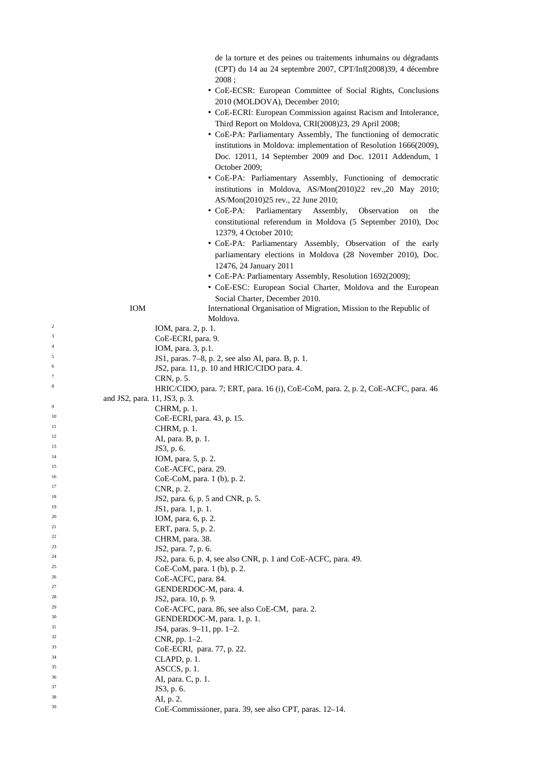de la torture et des peines ou traitements inhumains ou dégradants (CPT) du 14 au 24 septembre 2007, CPT/Inf(2008)39, 4 décembre 2008 ;

- CoE-ECSR: European Committee of Social Rights, Conclusions 2010 (MOLDOVA), December 2010;
- CoE-ECRI: European Commission against Racism and Intolerance, Third Report on Moldova, CRI(2008)23, 29 April 2008;
- CoE-PA: Parliamentary Assembly, The functioning of democratic institutions in Moldova: implementation of Resolution 1666(2009), Doc. 12011, 14 September 2009 and Doc. 12011 Addendum, 1 October 2009;
- CoE-PA: Parliamentary Assembly, Functioning of democratic institutions in Moldova, AS/Mon(2010)22 rev.,20 May 2010; AS/Mon(2010)25 rev., 22 June 2010;
- CoE-PA: Parliamentary Assembly, Observation on the constitutional referendum in Moldova (5 September 2010), Doc 12379, 4 October 2010;
- CoE-PA: Parliamentary Assembly, Observation of the early parliamentary elections in Moldova (28 November 2010), Doc. 12476, 24 January 2011
- CoE-PA: Parliamentary Assembly, Resolution 1692(2009);
- CoE-ESC: European Social Charter, Moldova and the European Social Charter, December 2010.

IOM International Organisation of Migration, Mission to the Republic of Moldova.

[2] IOM, para. 2, p. 1.
[3] CoE-ECRI, para. 9.
[4] IOM, para. 3, p.1.
[5] JS1, paras. 7–8, p. 2, see also AI, para. B, p. 1.
[6] JS2, para. 11, p. 10 and HRIC/CIDO para. 4.
[7] CRN, p. 5.
[8] HRIC/CIDO, para. 7; ERT, para. 16 (i), CoE-CoM, para. 2, p. 2, CoE-ACFC, para. 46 and JS2, para. 11, JS3, p. 3.
[9] CHRM, p. 1.
[10] CoE-ECRI, para. 43, p. 15.
[11] CHRM, p. 1.
[12] AI, para. B, p. 1.
[13] JS3, p. 6.
[14] IOM, para. 5, p. 2.
[15] CoE-ACFC, para. 29.
[16] CoE-CoM, para. 1 (b), p. 2.
[17] CNR, p. 2.
[18] JS2, para. 6, p. 5 and CNR, p. 5.
[19] JS1, para. 1, p. 1.
[20] IOM, para. 6, p. 2.
[21] ERT, para. 5, p. 2.
[22] CHRM, para. 38.
[23] JS2, para. 7, p. 6.
[24] JS2, para. 6, p. 4, see also CNR, p. 1 and CoE-ACFC, para. 49.
[25] CoE-CoM, para. 1 (b), p. 2.
[26] CoE-ACFC, para. 84.
[27] GENDERDOC-M, para. 4.
[28] JS2, para. 10, p. 9.
[29] CoE-ACFC, para. 86, see also CoE-CM, para. 2.
[30] GENDERDOC-M, para. 1, p. 1.
[31] JS4, paras. 9–11, pp. 1–2.
[32] CNR, pp. 1–2.
[33] CoE-ECRI, para. 77, p. 22.
[34] CLAPD, p. 1.
[35] ASCCS, p. 1.
[36] AI, para. C, p. 1.
[37] JS3, p. 6.
[38] AI, p. 2.
[39] CoE-Commissioner, para. 39, see also CPT, paras. 12–14.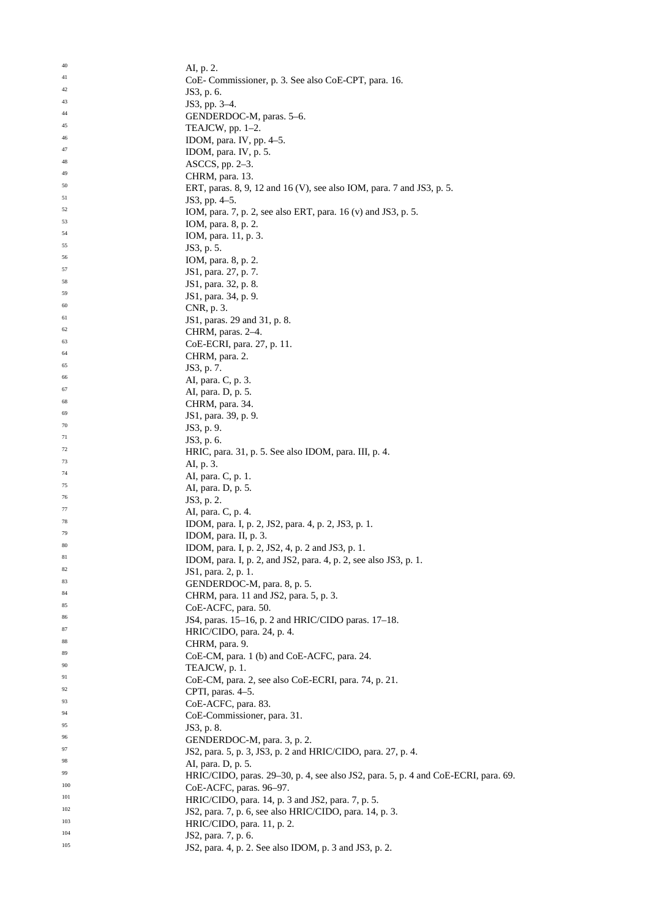[40] AI, p. 2.

[41] CoE- Commissioner, p. 3. See also CoE-CPT, para. 16.

[42] JS3, p. 6.

[43] JS3, pp. 3–4.

[44] GENDERDOC-M, paras. 5–6.

[45] TEAJCW, pp. 1–2.

[46] IDOM, para. IV, pp. 4–5.

[47] IDOM, para. IV, p. 5.

[48] ASCCS, pp. 2–3.

[49] CHRM, para. 13.

[50] ERT, paras. 8, 9, 12 and 16 (V), see also IOM, para. 7 and JS3, p. 5.

[51] JS3, pp. 4–5.

[52] IOM, para. 7, p. 2, see also ERT, para. 16 (v) and JS3, p. 5.

[53] IOM, para. 8, p. 2.

[54] IOM, para. 11, p. 3.

[55] JS3, p. 5.

[56] IOM, para. 8, p. 2.

[57] JS1, para. 27, p. 7.

[58] JS1, para. 32, p. 8.

[59] JS1, para. 34, p. 9.

[60] CNR, p. 3.

[61] JS1, paras. 29 and 31, p. 8.

[62] CHRM, paras. 2–4.

[63] CoE-ECRI, para. 27, p. 11.

[64] CHRM, para. 2.

[65] JS3, p. 7.

[66] AI, para. C, p. 3.

[67] AI, para. D, p. 5.

[68] CHRM, para. 34.

[69] JS1, para. 39, p. 9.

[70] JS3, p. 9.

[71] JS3, p. 6.

[72] HRIC, para. 31, p. 5. See also IDOM, para. III, p. 4.

[73] AI, p. 3.

[74] AI, para. C, p. 1.

[75] AI, para. D, p. 5.

[76] JS3, p. 2.

[77] AI, para. C, p. 4.

[78] IDOM, para. I, p. 2, JS2, para. 4, p. 2, JS3, p. 1.

[79] IDOM, para. II, p. 3.

[80] IDOM, para. I, p. 2, JS2, 4, p. 2 and JS3, p. 1.

[81] IDOM, para. I, p. 2, and JS2, para. 4, p. 2, see also JS3, p. 1.

[82] JS1, para. 2, p. 1.

[83] GENDERDOC-M, para. 8, p. 5.

[84] CHRM, para. 11 and JS2, para. 5, p. 3.

[85] CoE-ACFC, para. 50.

[86] JS4, paras. 15–16, p. 2 and HRIC/CIDO paras. 17–18.

[87] HRIC/CIDO, para. 24, p. 4.

[88] CHRM, para. 9.

[89] CoE-CM, para. 1 (b) and CoE-ACFC, para. 24.

[90] TEAJCW, p. 1.

[91] CoE-CM, para. 2, see also CoE-ECRI, para. 74, p. 21.

[92] CPTI, paras. 4–5.

[93] CoE-ACFC, para. 83.

[94] CoE-Commissioner, para. 31.

[95] JS3, p. 8.

[96] GENDERDOC-M, para. 3, p. 2.

[97] JS2, para. 5, p. 3, JS3, p. 2 and HRIC/CIDO, para. 27, p. 4.

[98] AI, para. D, p. 5.

[99] HRIC/CIDO, paras. 29–30, p. 4, see also JS2, para. 5, p. 4 and CoE-ECRI, para. 69.

[100] CoE-ACFC, paras. 96–97.

[101] HRIC/CIDO, para. 14, p. 3 and JS2, para. 7, p. 5.

[102] JS2, para. 7, p. 6, see also HRIC/CIDO, para. 14, p. 3.

[103] HRIC/CIDO, para. 11, p. 2.

[104] JS2, para. 7, p. 6.

[105] JS2, para. 4, p. 2. See also IDOM, p. 3 and JS3, p. 2.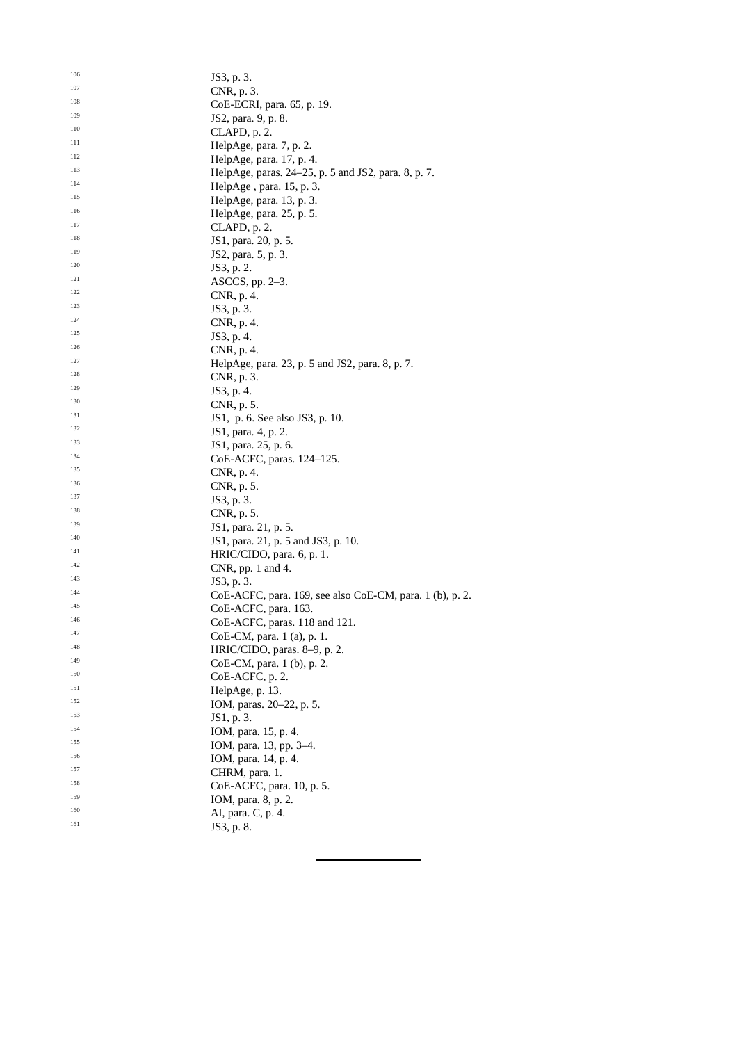[106] JS3, p. 3.

[107] CNR, p. 3.

[108] CoE-ECRI, para. 65, p. 19.

[109] JS2, para. 9, p. 8.

[110] CLAPD, p. 2.

[111] HelpAge, para. 7, p. 2.

[112] HelpAge, para. 17, p. 4.

[113] HelpAge, paras. 24–25, p. 5 and JS2, para. 8, p. 7.

[114] HelpAge , para. 15, p. 3.

[115] HelpAge, para. 13, p. 3.

[116] HelpAge, para. 25, p. 5.

[117] CLAPD, p. 2.

[118] JS1, para. 20, p. 5.

[119] JS2, para. 5, p. 3.

[120] JS3, p. 2.

[121] ASCCS, pp. 2–3.

[122] CNR, p. 4.

[123] JS3, p. 3.

[124] CNR, p. 4.

[125] JS3, p. 4.

[126] CNR, p. 4.

[127] HelpAge, para. 23, p. 5 and JS2, para. 8, p. 7.

[128] CNR, p. 3.

[129] JS3, p. 4.

[130] CNR, p. 5.

[131] JS1, p. 6. See also JS3, p. 10.

[132] JS1, para. 4, p. 2.

[133] JS1, para. 25, p. 6.

[134] CoE-ACFC, paras. 124–125.

[135] CNR, p. 4.

[136] CNR, p. 5.

[137] JS3, p. 3.

[138] CNR, p. 5.

[139] JS1, para. 21, p. 5.

[140] JS1, para. 21, p. 5 and JS3, p. 10.

[141] HRIC/CIDO, para. 6, p. 1.

[142] CNR, pp. 1 and 4.

[143] JS3, p. 3.

[144] CoE-ACFC, para. 169, see also CoE-CM, para. 1 (b), p. 2.

[145] CoE-ACFC, para. 163.

[146] CoE-ACFC, paras. 118 and 121.

[147] CoE-CM, para. 1 (a), p. 1.

[148] HRIC/CIDO, paras. 8–9, p. 2.

[149] CoE-CM, para. 1 (b), p. 2.

[150] CoE-ACFC, p. 2.

[151] HelpAge, p. 13.

[152] IOM, paras. 20–22, p. 5.

[153] JS1, p. 3.

[154] IOM, para. 15, p. 4.

[155] IOM, para. 13, pp. 3–4.

[156] IOM, para. 14, p. 4.

[157] CHRM, para. 1.

[158] CoE-ACFC, para. 10, p. 5.

[159] IOM, para. 8, p. 2.

[160] AI, para. C, p. 4.

[161] JS3, p. 8.